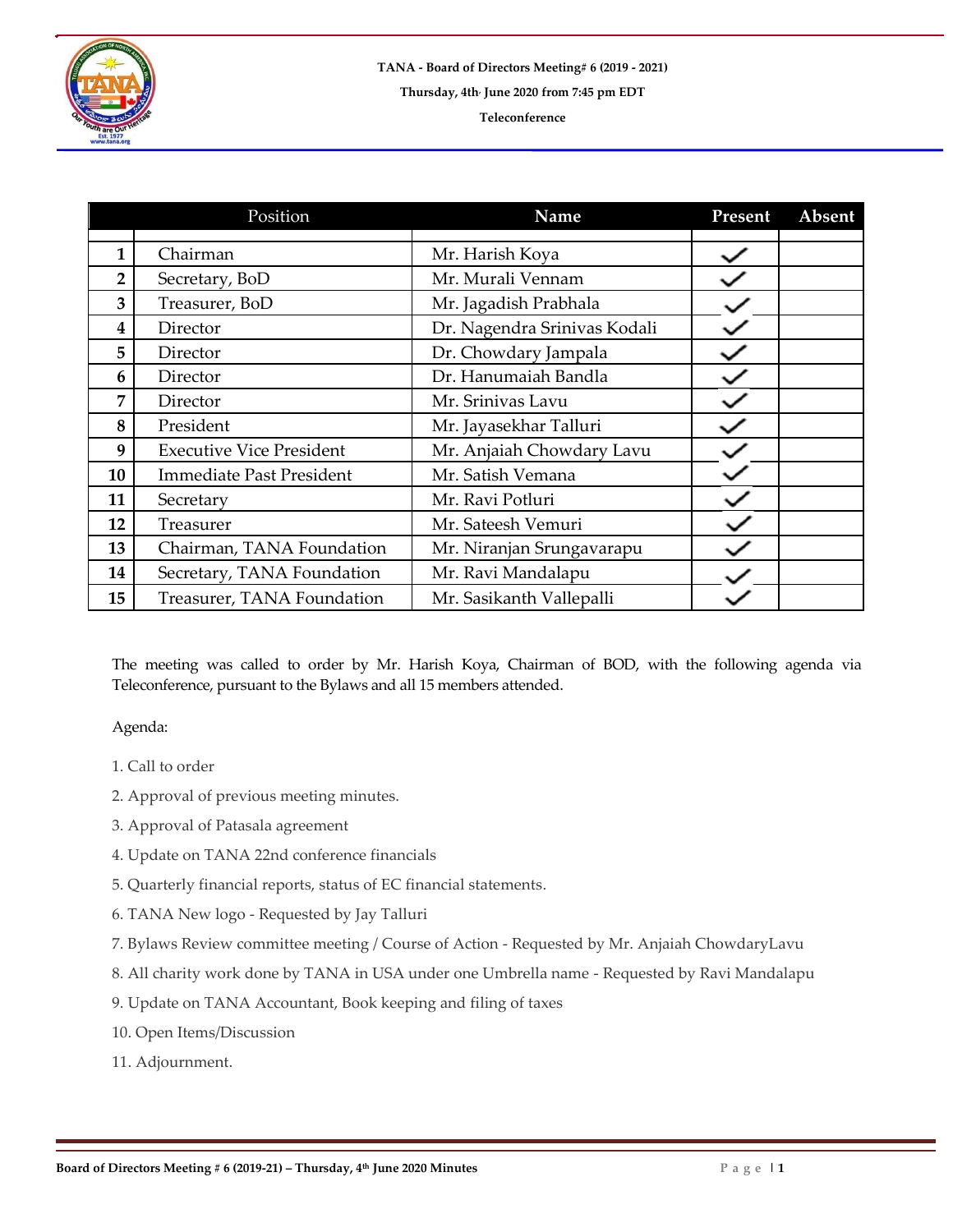**TANA - Board of Directors Meeting# 6 (2019 - 2021)**

**Thursday, 4th, June 2020 from 7:45 pm EDT**

**Teleconference**

| | Position | Name | Present | Absent |
|---|---|---|---|---|
| 1 | Chairman | Mr. Harish Koya | ✓ | |
| 2 | Secretary, BoD | Mr. Murali Vennam | ✓ | |
| 3 | Treasurer, BoD | Mr. Jagadish Prabhala | ✓ | |
| 4 | Director | Dr. Nagendra Srinivas Kodali | ✓ | |
| 5 | Director | Dr. Chowdary Jampala | ✓ | |
| 6 | Director | Dr. Hanumaiah Bandla | ✓ | |
| 7 | Director | Mr. Srinivas Lavu | ✓ | |
| 8 | President | Mr. Jayasekhar Talluri | ✓ | |
| 9 | Executive Vice President | Mr. Anjaiah Chowdary Lavu | ✓ | |
| 10 | Immediate Past President | Mr. Satish Vemana | ✓ | |
| 11 | Secretary | Mr. Ravi Potluri | ✓ | |
| 12 | Treasurer | Mr. Sateesh Vemuri | ✓ | |
| 13 | Chairman, TANA Foundation | Mr. Niranjan Srungavarapu | ✓ | |
| 14 | Secretary, TANA Foundation | Mr. Ravi Mandalapu | ✓ | |
| 15 | Treasurer, TANA Foundation | Mr. Sasikanth Vallepalli | ✓ | |

The meeting was called to order by Mr. Harish Koya, Chairman of BOD, with the following agenda via Teleconference, pursuant to the Bylaws and all 15 members attended.

Agenda:

1. Call to order
2. Approval of previous meeting minutes.
3. Approval of Patasala agreement
4. Update on TANA 22nd conference financials
5. Quarterly financial reports, status of EC financial statements.
6. TANA New logo - Requested by Jay Talluri
7. Bylaws Review committee meeting / Course of Action - Requested by Mr. Anjaiah ChowdaryLavu
8. All charity work done by TANA in USA under one Umbrella name - Requested by Ravi Mandalapu
9. Update on TANA Accountant, Book keeping and filing of taxes
10. Open Items/Discussion
11. Adjournment.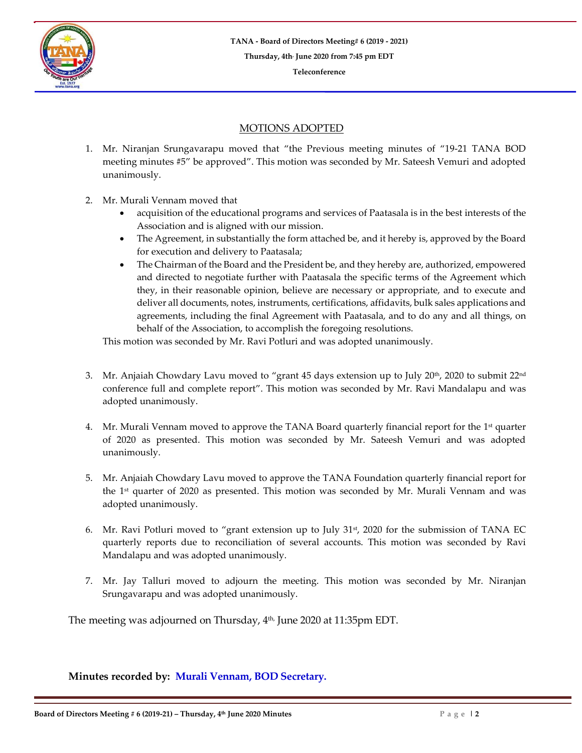## MOTIONS ADOPTED

1. Mr. Niranjan Srungavarapu moved that "the Previous meeting minutes of "19-21 TANA BOD meeting minutes #5" be approved". This motion was seconded by Mr. Sateesh Vemuri and adopted unanimously.

2. Mr. Murali Vennam moved that
   - acquisition of the educational programs and services of Paatasala is in the best interests of the Association and is aligned with our mission.
   - The Agreement, in substantially the form attached be, and it hereby is, approved by the Board for execution and delivery to Paatasala;
   - The Chairman of the Board and the President be, and they hereby are, authorized, empowered and directed to negotiate further with Paatasala the specific terms of the Agreement which they, in their reasonable opinion, believe are necessary or appropriate, and to execute and deliver all documents, notes, instruments, certifications, affidavits, bulk sales applications and agreements, including the final Agreement with Paatasala, and to do any and all things, on behalf of the Association, to accomplish the foregoing resolutions.

   This motion was seconded by Mr. Ravi Potluri and was adopted unanimously.

3. Mr. Anjaiah Chowdary Lavu moved to "grant 45 days extension up to July 20th, 2020 to submit 22nd conference full and complete report". This motion was seconded by Mr. Ravi Mandalapu and was adopted unanimously.

4. Mr. Murali Vennam moved to approve the TANA Board quarterly financial report for the 1st quarter of 2020 as presented. This motion was seconded by Mr. Sateesh Vemuri and was adopted unanimously.

5. Mr. Anjaiah Chowdary Lavu moved to approve the TANA Foundation quarterly financial report for the 1st quarter of 2020 as presented. This motion was seconded by Mr. Murali Vennam and was adopted unanimously.

6. Mr. Ravi Potluri moved to "grant extension up to July 31st, 2020 for the submission of TANA EC quarterly reports due to reconciliation of several accounts. This motion was seconded by Ravi Mandalapu and was adopted unanimously.

7. Mr. Jay Talluri moved to adjourn the meeting. This motion was seconded by Mr. Niranjan Srungavarapu and was adopted unanimously.

The meeting was adjourned on Thursday, 4th, June 2020 at 11:35pm EDT.

**Minutes recorded by: Murali Vennam, BOD Secretary.**